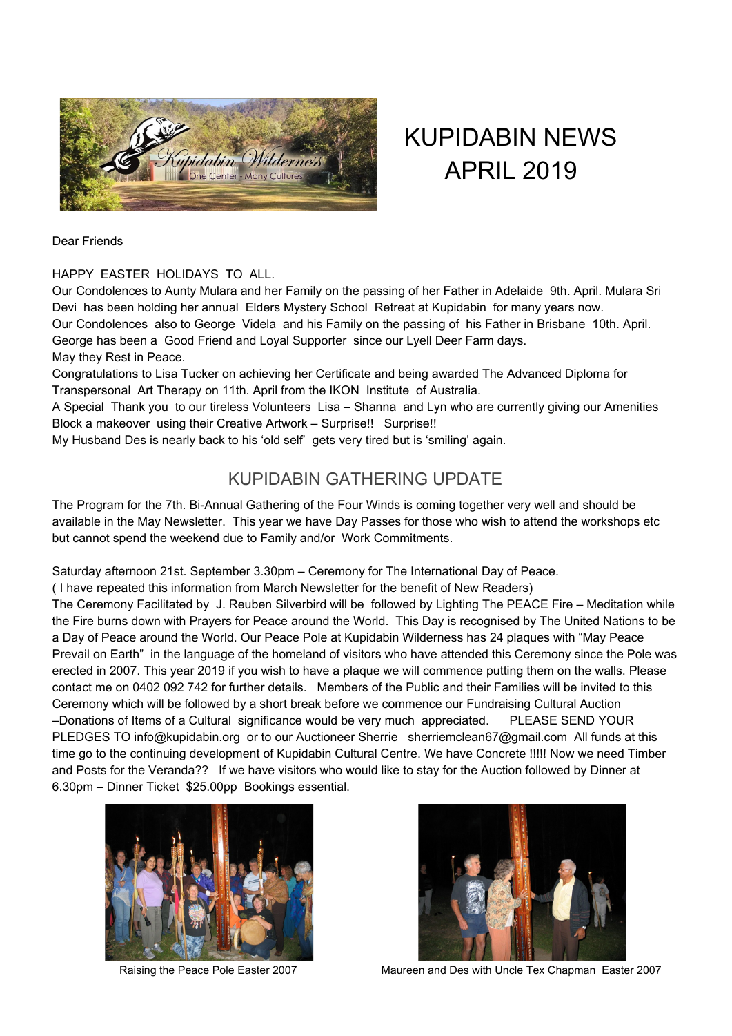# KUPIDABIN NEWS APRIL 2019

Dear Friends

HAPPY EASTER HOLIDAYS TO ALL.

Our Condolences to Aunty Mulara and her Family on the passing of her Father in Adelaide 9th. April. Mulara Sri Devi has been holding her annual Elders Mystery School Retreat at Kupidabin for many years now.

Our Condolences also to George Videla and his Family on the passing of his Father in Brisbane 10th. April. George has been a Good Friend and Loyal Supporter since our Lyell Deer Farm days.

May they Rest in Peace.

Congratulations to Lisa Tucker on achieving her Certificate and being awarded The Advanced Diploma for Transpersonal Art Therapy on 11th. April from the IKON Institute of Australia.

A Special Thank you to our tireless Volunteers Lisa – Shanna and Lyn who are currently giving our Amenities Block a makeover using their Creative Artwork – Surprise!! Surprise!!

My Husband Des is nearly back to his 'old self' gets very tired but is 'smiling' again.

## KUPIDABIN GATHERING UPDATE

The Program for the 7th. Bi-Annual Gathering of the Four Winds is coming together very well and should be available in the May Newsletter. This year we have Day Passes for those who wish to attend the workshops etc but cannot spend the weekend due to Family and/or Work Commitments.

Saturday afternoon 21st. September 3.30pm – Ceremony for The International Day of Peace.

( I have repeated this information from March Newsletter for the benefit of New Readers)

The Ceremony Facilitated by J. Reuben Silverbird will be followed by Lighting The PEACE Fire – Meditation while the Fire burns down with Prayers for Peace around the World. This Day is recognised by The United Nations to be a Day of Peace around the World. Our Peace Pole at Kupidabin Wilderness has 24 plaques with "May Peace Prevail on Earth" in the language of the homeland of visitors who have attended this Ceremony since the Pole was erected in 2007. This year 2019 if you wish to have a plaque we will commence putting them on the walls. Please contact me on 0402 092 742 for further details. Members of the Public and their Families will be invited to this Ceremony which will be followed by a short break before we commence our Fundraising Cultural Auction –Donations of Items of a Cultural significance would be very much appreciated. PLEASE SEND YOUR PLEDGES TO info@kupidabin.org or to our Auctioneer Sherrie sherriemclean67@gmail.com All funds at this time go to the continuing development of Kupidabin Cultural Centre. We have Concrete !!!!! Now we need Timber and Posts for the Veranda?? If we have visitors who would like to stay for the Auction followed by Dinner at 6.30pm – Dinner Ticket $25.00pp Bookings essential.

Raising the Peace Pole Easter 2007

Maureen and Des with Uncle Tex Chapman Easter 2007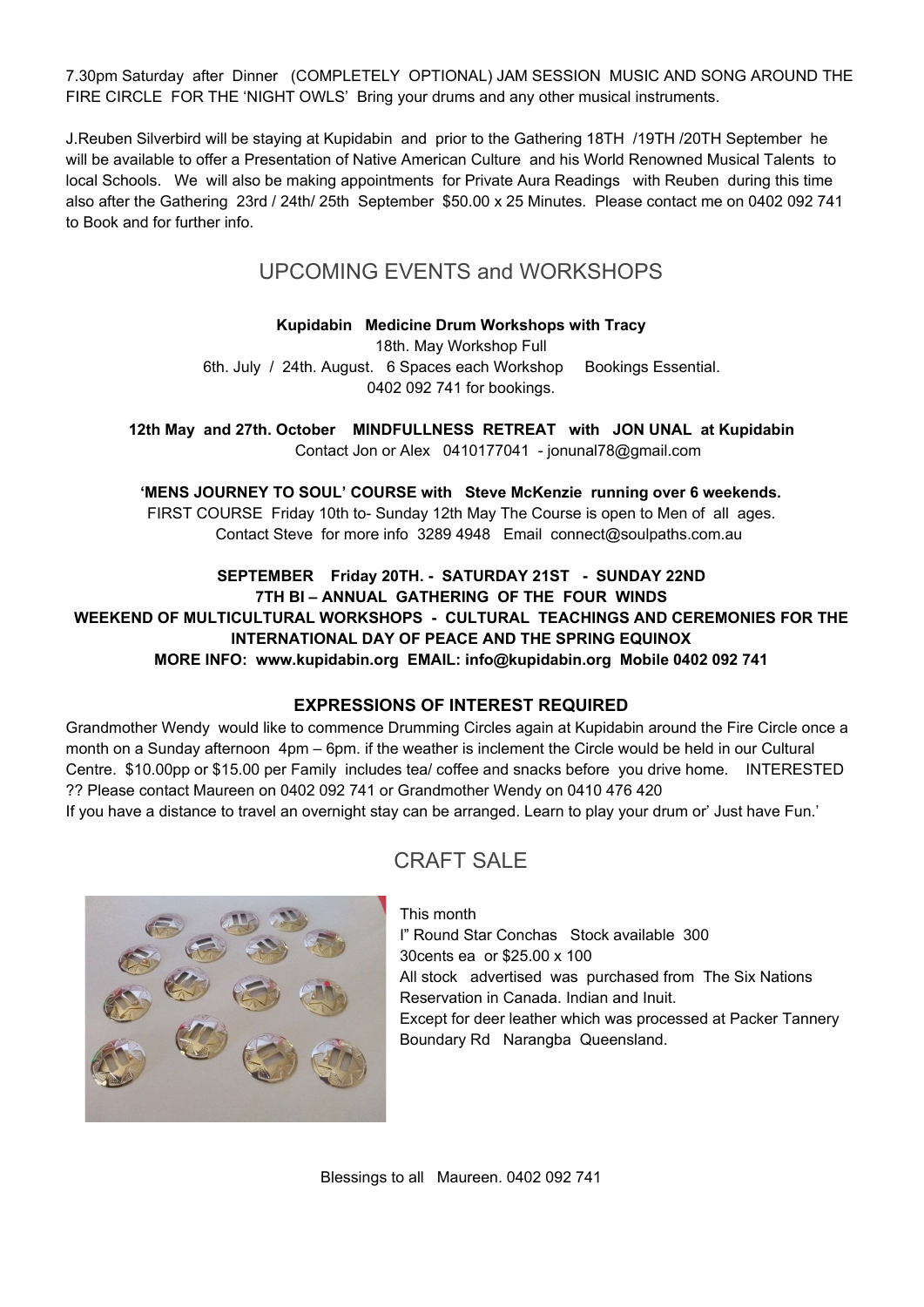7.30pm Saturday after Dinner (COMPLETELY OPTIONAL) JAM SESSION MUSIC AND SONG AROUND THE FIRE CIRCLE FOR THE 'NIGHT OWLS' Bring your drums and any other musical instruments.

J.Reuben Silverbird will be staying at Kupidabin and prior to the Gathering 18TH /19TH /20TH September he will be available to offer a Presentation of Native American Culture and his World Renowned Musical Talents to local Schools. We will also be making appointments for Private Aura Readings with Reuben during this time also after the Gathering 23rd / 24th/ 25th September $50.00 x 25 Minutes. Please contact me on 0402 092 741 to Book and for further info.

## UPCOMING EVENTS and WORKSHOPS

**Kupidabin Medicine Drum Workshops with Tracy**
18th. May Workshop Full
6th. July / 24th. August. 6 Spaces each Workshop Bookings Essential.
0402 092 741 for bookings.

**12th May and 27th. October MINDFULLNESS RETREAT with JON UNAL at Kupidabin**
Contact Jon or Alex 0410177041 - jonunal78@gmail.com

**'MENS JOURNEY TO SOUL' COURSE with Steve McKenzie running over 6 weekends.**
FIRST COURSE Friday 10th to- Sunday 12th May The Course is open to Men of all ages.
Contact Steve for more info 3289 4948 Email connect@soulpaths.com.au

**SEPTEMBER Friday 20TH. - SATURDAY 21ST - SUNDAY 22ND**
**7TH BI – ANNUAL GATHERING OF THE FOUR WINDS**
**WEEKEND OF MULTICULTURAL WORKSHOPS - CULTURAL TEACHINGS AND CEREMONIES FOR THE INTERNATIONAL DAY OF PEACE AND THE SPRING EQUINOX**
**MORE INFO: www.kupidabin.org EMAIL: info@kupidabin.org Mobile 0402 092 741**

**EXPRESSIONS OF INTEREST REQUIRED**

Grandmother Wendy would like to commence Drumming Circles again at Kupidabin around the Fire Circle once a month on a Sunday afternoon 4pm – 6pm. if the weather is inclement the Circle would be held in our Cultural Centre. $10.00pp or $15.00 per Family includes tea/ coffee and snacks before you drive home. INTERESTED ?? Please contact Maureen on 0402 092 741 or Grandmother Wendy on 0410 476 420
If you have a distance to travel an overnight stay can be arranged. Learn to play your drum or' Just have Fun.'

## CRAFT SALE

This month
I" Round Star Conchas Stock available 300
30cents ea or $25.00 x 100
All stock advertised was purchased from The Six Nations Reservation in Canada. Indian and Inuit.
Except for deer leather which was processed at Packer Tannery Boundary Rd Narangba Queensland.

Blessings to all Maureen. 0402 092 741